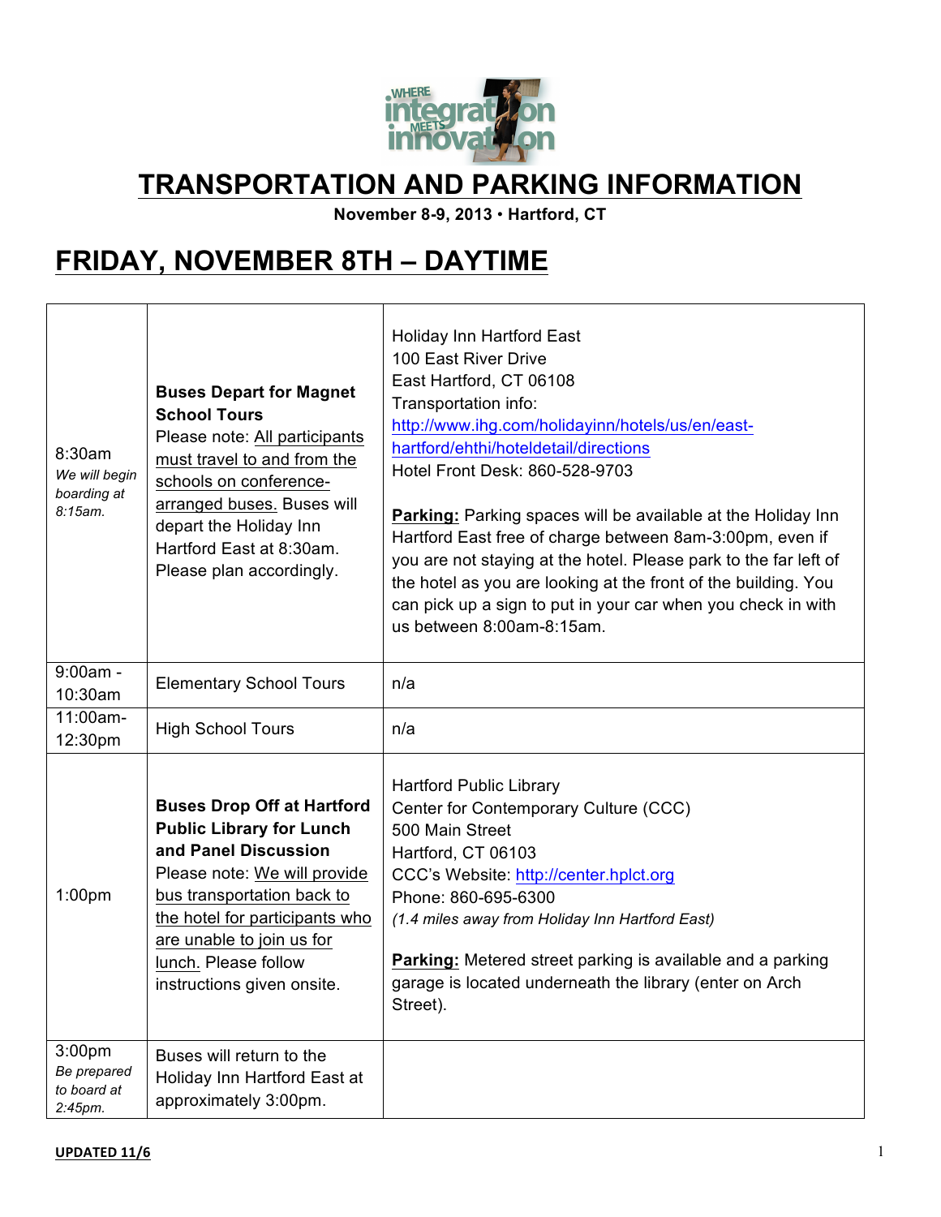# TRANSPORTATION AND PARKING INFORMATION

**November 8-9, 2013 • Hartford, CT**

## FRIDAY, NOVEMBER 8TH – DAYTIME

| Time | Event | Location / Details |
|---|---|---|
| 8:30am *We will begin boarding at 8:15am.* | **Buses Depart for Magnet School Tours** Please note: All participants must travel to and from the schools on conference-arranged buses. Buses will depart the Holiday Inn Hartford East at 8:30am. Please plan accordingly. | Holiday Inn Hartford East<br>100 East River Drive<br>East Hartford, CT 06108<br>Transportation info: http://www.ihg.com/holidayinn/hotels/us/en/east-hartford/ehthi/hoteldetail/directions<br>Hotel Front Desk: 860-528-9703<br><br>**Parking:** Parking spaces will be available at the Holiday Inn Hartford East free of charge between 8am-3:00pm, even if you are not staying at the hotel. Please park to the far left of the hotel as you are looking at the front of the building. You can pick up a sign to put in your car when you check in with us between 8:00am-8:15am. |
| 9:00am - 10:30am | Elementary School Tours | n/a |
| 11:00am-12:30pm | High School Tours | n/a |
| 1:00pm | **Buses Drop Off at Hartford Public Library for Lunch and Panel Discussion** Please note: We will provide bus transportation back to the hotel for participants who are unable to join us for lunch. Please follow instructions given onsite. | Hartford Public Library<br>Center for Contemporary Culture (CCC)<br>500 Main Street<br>Hartford, CT 06103<br>CCC's Website: http://center.hplct.org<br>Phone: 860-695-6300<br>*(1.4 miles away from Holiday Inn Hartford East)*<br><br>**Parking:** Metered street parking is available and a parking garage is located underneath the library (enter on Arch Street). |
| 3:00pm *Be prepared to board at 2:45pm.* | Buses will return to the Holiday Inn Hartford East at approximately 3:00pm. | |

**UPDATED 11/6**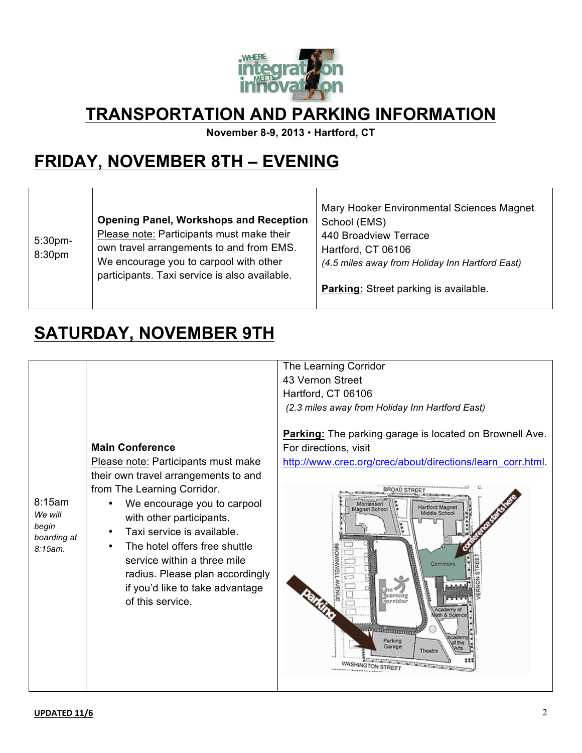# TRANSPORTATION AND PARKING INFORMATION

**November 8-9, 2013 • Hartford, CT**

## FRIDAY, NOVEMBER 8TH – EVENING

| | | |
|---|---|---|
| 5:30pm-8:30pm | **Opening Panel, Workshops and Reception**<br>Please note: Participants must make their own travel arrangements to and from EMS. We encourage you to carpool with other participants. Taxi service is also available. | Mary Hooker Environmental Sciences Magnet School (EMS)<br>440 Broadview Terrace<br>Hartford, CT 06106<br>*(4.5 miles away from Holiday Inn Hartford East)*<br><br>**Parking:** Street parking is available. |

## SATURDAY, NOVEMBER 9TH

| | | |
|---|---|---|
| 8:15am<br>*We will begin boarding at 8:15am.* | **Main Conference**<br>Please note: Participants must make their own travel arrangements to and from The Learning Corridor.<br>• We encourage you to carpool with other participants.<br>• Taxi service is available.<br>• The hotel offers free shuttle service within a three mile radius. Please plan accordingly if you'd like to take advantage of this service. | The Learning Corridor<br>43 Vernon Street<br>Hartford, CT 06106<br>*(2.3 miles away from Holiday Inn Hartford East)*<br><br>**Parking:** The parking garage is located on Brownell Ave. For directions, visit http://www.crec.org/crec/about/directions/learn_corr.html. |

**UPDATED 11/6**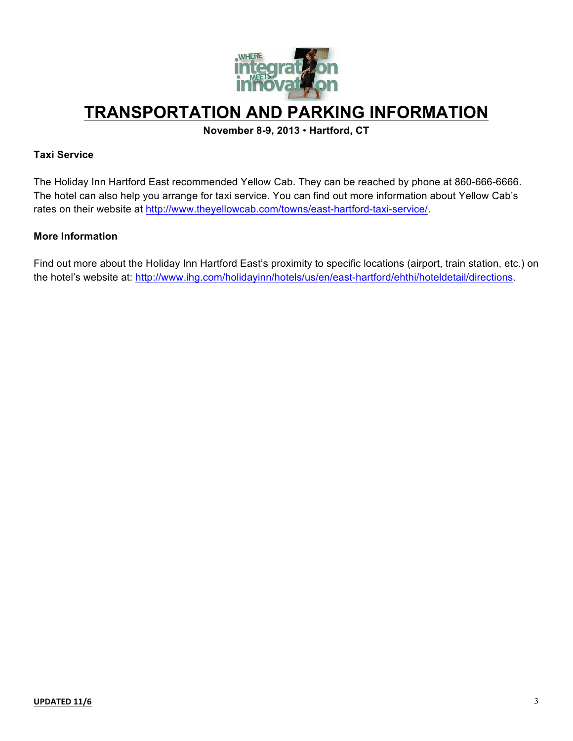# TRANSPORTATION AND PARKING INFORMATION

**November 8-9, 2013 • Hartford, CT**

**Taxi Service**

The Holiday Inn Hartford East recommended Yellow Cab. They can be reached by phone at 860-666-6666. The hotel can also help you arrange for taxi service. You can find out more information about Yellow Cab's rates on their website at http://www.theyellowcab.com/towns/east-hartford-taxi-service/.

**More Information**

Find out more about the Holiday Inn Hartford East's proximity to specific locations (airport, train station, etc.) on the hotel's website at: http://www.ihg.com/holidayinn/hotels/us/en/east-hartford/ehthi/hoteldetail/directions.

**UPDATED 11/6**